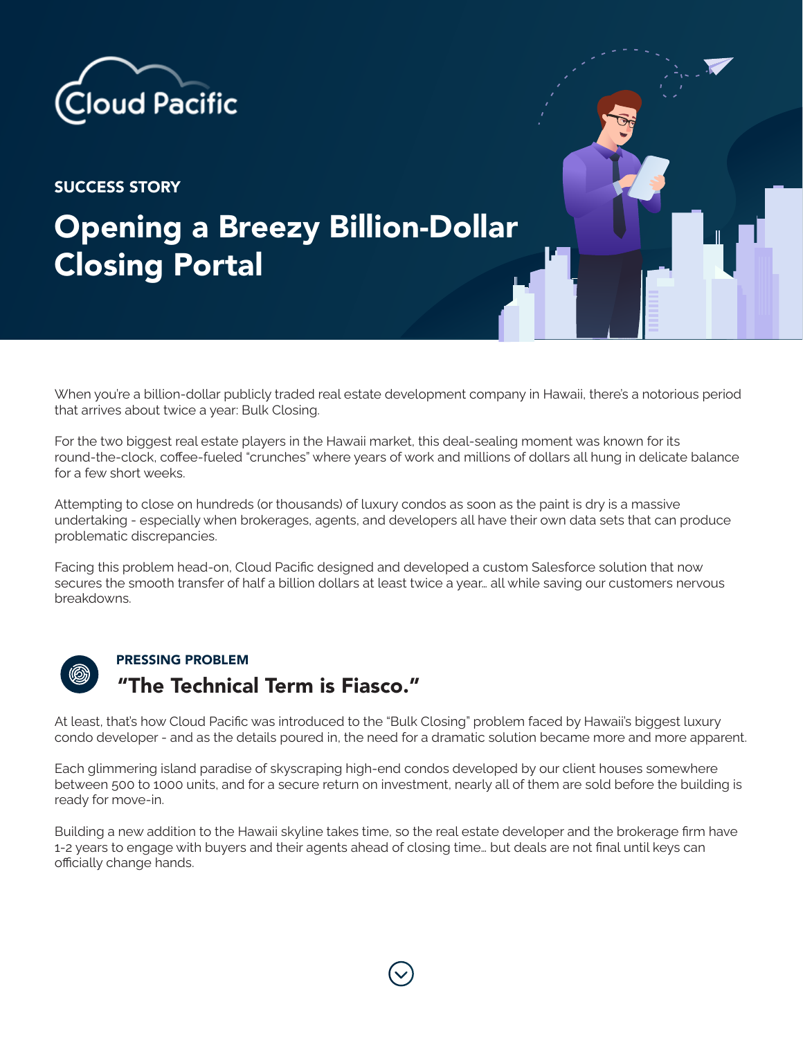Cloud Pacific

SUCCESS STORY

# Opening a Breezy Billion-Dollar Closing Portal

When you're a billion-dollar publicly traded real estate development company in Hawaii, there's a notorious period that arrives about twice a year: Bulk Closing.

For the two biggest real estate players in the Hawaii market, this deal-sealing moment was known for its round-the-clock, coffee-fueled "crunches" where years of work and millions of dollars all hung in delicate balance for a few short weeks.

Attempting to close on hundreds (or thousands) of luxury condos as soon as the paint is dry is a massive undertaking - especially when brokerages, agents, and developers all have their own data sets that can produce problematic discrepancies.

Facing this problem head-on, Cloud Pacific designed and developed a custom Salesforce solution that now secures the smooth transfer of half a billion dollars at least twice a year… all while saving our customers nervous breakdowns.

PRESSING PROBLEM

## "The Technical Term is Fiasco."

At least, that's how Cloud Pacific was introduced to the "Bulk Closing" problem faced by Hawaii's biggest luxury condo developer - and as the details poured in, the need for a dramatic solution became more and more apparent.

Each glimmering island paradise of skyscraping high-end condos developed by our client houses somewhere between 500 to 1000 units, and for a secure return on investment, nearly all of them are sold before the building is ready for move-in.

Building a new addition to the Hawaii skyline takes time, so the real estate developer and the brokerage firm have 1-2 years to engage with buyers and their agents ahead of closing time… but deals are not final until keys can officially change hands.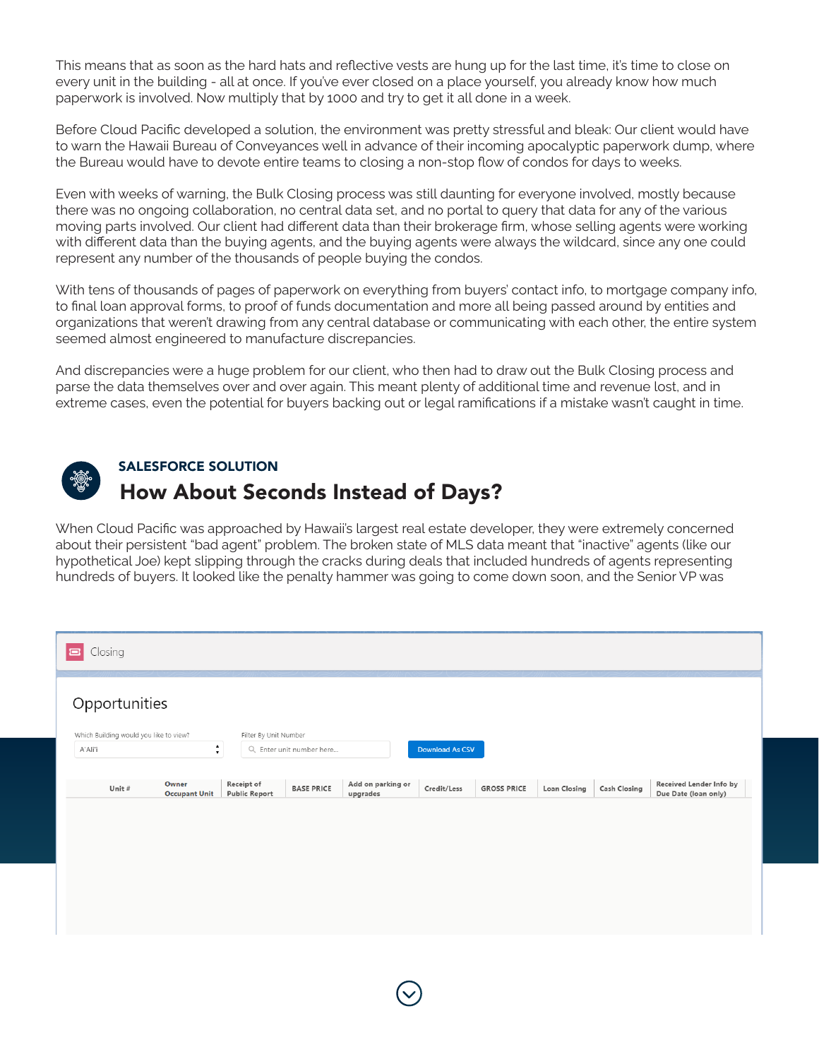This means that as soon as the hard hats and reflective vests are hung up for the last time, it's time to close on every unit in the building - all at once. If you've ever closed on a place yourself, you already know how much paperwork is involved. Now multiply that by 1000 and try to get it all done in a week.

Before Cloud Pacific developed a solution, the environment was pretty stressful and bleak: Our client would have to warn the Hawaii Bureau of Conveyances well in advance of their incoming apocalyptic paperwork dump, where the Bureau would have to devote entire teams to closing a non-stop flow of condos for days to weeks.

Even with weeks of warning, the Bulk Closing process was still daunting for everyone involved, mostly because there was no ongoing collaboration, no central data set, and no portal to query that data for any of the various moving parts involved. Our client had different data than their brokerage firm, whose selling agents were working with different data than the buying agents, and the buying agents were always the wildcard, since any one could represent any number of the thousands of people buying the condos.

With tens of thousands of pages of paperwork on everything from buyers' contact info, to mortgage company info, to final loan approval forms, to proof of funds documentation and more all being passed around by entities and organizations that weren't drawing from any central database or communicating with each other, the entire system seemed almost engineered to manufacture discrepancies.

And discrepancies were a huge problem for our client, who then had to draw out the Bulk Closing process and parse the data themselves over and over again. This meant plenty of additional time and revenue lost, and in extreme cases, even the potential for buyers backing out or legal ramifications if a mistake wasn't caught in time.

### SALESFORCE SOLUTION

## How About Seconds Instead of Days?

When Cloud Pacific was approached by Hawaii's largest real estate developer, they were extremely concerned about their persistent "bad agent" problem. The broken state of MLS data meant that "inactive" agents (like our hypothetical Joe) kept slipping through the cracks during deals that included hundreds of agents representing hundreds of buyers. It looked like the penalty hammer was going to come down soon, and the Senior VP was

Closing

Opportunities

Which Building would you like to view? A'Ali'i

Filter By Unit Number: Enter unit number here...

Download As CSV

| Unit # | Owner Occupant Unit | Receipt of Public Report | BASE PRICE | Add on parking or upgrades | Credit/Less | GROSS PRICE | Loan Closing | Cash Closing | Received Lender Info by Due Date (loan only) |
|---|---|---|---|---|---|---|---|---|---|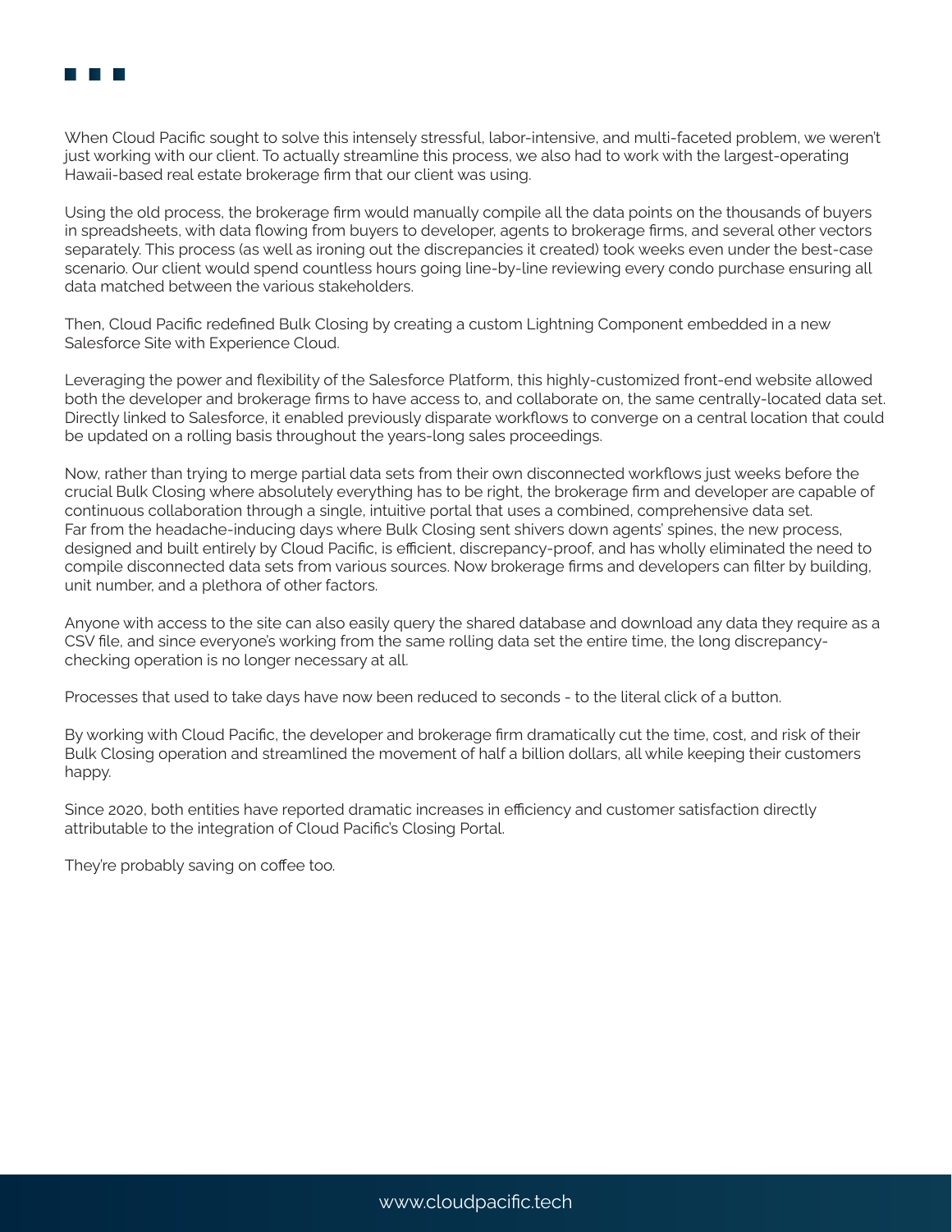When Cloud Pacific sought to solve this intensely stressful, labor-intensive, and multi-faceted problem, we weren't just working with our client. To actually streamline this process, we also had to work with the largest-operating Hawaii-based real estate brokerage firm that our client was using.

Using the old process, the brokerage firm would manually compile all the data points on the thousands of buyers in spreadsheets, with data flowing from buyers to developer, agents to brokerage firms, and several other vectors separately. This process (as well as ironing out the discrepancies it created) took weeks even under the best-case scenario. Our client would spend countless hours going line-by-line reviewing every condo purchase ensuring all data matched between the various stakeholders.

Then, Cloud Pacific redefined Bulk Closing by creating a custom Lightning Component embedded in a new Salesforce Site with Experience Cloud.

Leveraging the power and flexibility of the Salesforce Platform, this highly-customized front-end website allowed both the developer and brokerage firms to have access to, and collaborate on, the same centrally-located data set. Directly linked to Salesforce, it enabled previously disparate workflows to converge on a central location that could be updated on a rolling basis throughout the years-long sales proceedings.

Now, rather than trying to merge partial data sets from their own disconnected workflows just weeks before the crucial Bulk Closing where absolutely everything has to be right, the brokerage firm and developer are capable of continuous collaboration through a single, intuitive portal that uses a combined, comprehensive data set.
Far from the headache-inducing days where Bulk Closing sent shivers down agents' spines, the new process, designed and built entirely by Cloud Pacific, is efficient, discrepancy-proof, and has wholly eliminated the need to compile disconnected data sets from various sources. Now brokerage firms and developers can filter by building, unit number, and a plethora of other factors.

Anyone with access to the site can also easily query the shared database and download any data they require as a CSV file, and since everyone's working from the same rolling data set the entire time, the long discrepancy-checking operation is no longer necessary at all.

Processes that used to take days have now been reduced to seconds - to the literal click of a button.

By working with Cloud Pacific, the developer and brokerage firm dramatically cut the time, cost, and risk of their Bulk Closing operation and streamlined the movement of half a billion dollars, all while keeping their customers happy.

Since 2020, both entities have reported dramatic increases in efficiency and customer satisfaction directly attributable to the integration of Cloud Pacific's Closing Portal.

They're probably saving on coffee too.